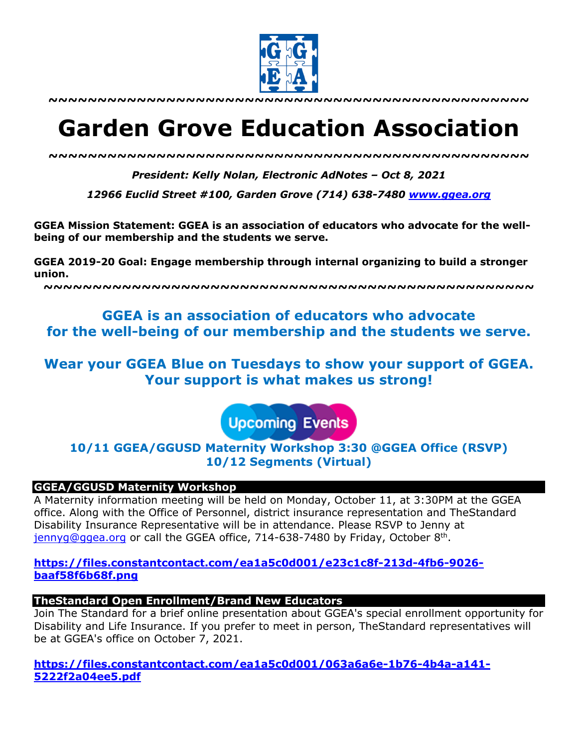~~~~~~~~~~~~~~~~~~~~~~~~~~~~~~~~~~~~~~~~~~~~~~~~~~~~

# Garden Grove Education Association

~~~~~~~~~~~~~~~~~~~~~~~~~~~~~~~~~~~~~~~~~~~~~~~~~~~~

***President: Kelly Nolan, Electronic AdNotes – Oct 8, 2021***

***12966 Euclid Street #100, Garden Grove (714) 638-7480 [www.ggea.org](http://www.ggea.org)***

**GGEA Mission Statement: GGEA is an association of educators who advocate for the well-being of our membership and the students we serve.**

**GGEA 2019-20 Goal: Engage membership through internal organizing to build a stronger union.**

~~~~~~~~~~~~~~~~~~~~~~~~~~~~~~~~~~~~~~~~~~~~~~~~~~~~

**GGEA is an association of educators who advocate for the well-being of our membership and the students we serve.**

**Wear your GGEA Blue on Tuesdays to show your support of GGEA. Your support is what makes us strong!**

**Upcoming Events**

**10/11 GGEA/GGUSD Maternity Workshop 3:30 @GGEA Office (RSVP)**
**10/12 Segments (Virtual)**

### GGEA/GGUSD Maternity Workshop

A Maternity information meeting will be held on Monday, October 11, at 3:30PM at the GGEA office. Along with the Office of Personnel, district insurance representation and TheStandard Disability Insurance Representative will be in attendance. Please RSVP to Jenny at [jennyg@ggea.org](mailto:jennyg@ggea.org) or call the GGEA office, 714-638-7480 by Friday, October 8th.

**https://files.constantcontact.com/ea1a5c0d001/e23c1c8f-213d-4fb6-9026-baaf58f6b68f.png**

### TheStandard Open Enrollment/Brand New Educators

Join The Standard for a brief online presentation about GGEA's special enrollment opportunity for Disability and Life Insurance. If you prefer to meet in person, TheStandard representatives will be at GGEA's office on October 7, 2021.

**https://files.constantcontact.com/ea1a5c0d001/063a6a6e-1b76-4b4a-a141-5222f2a04ee5.pdf**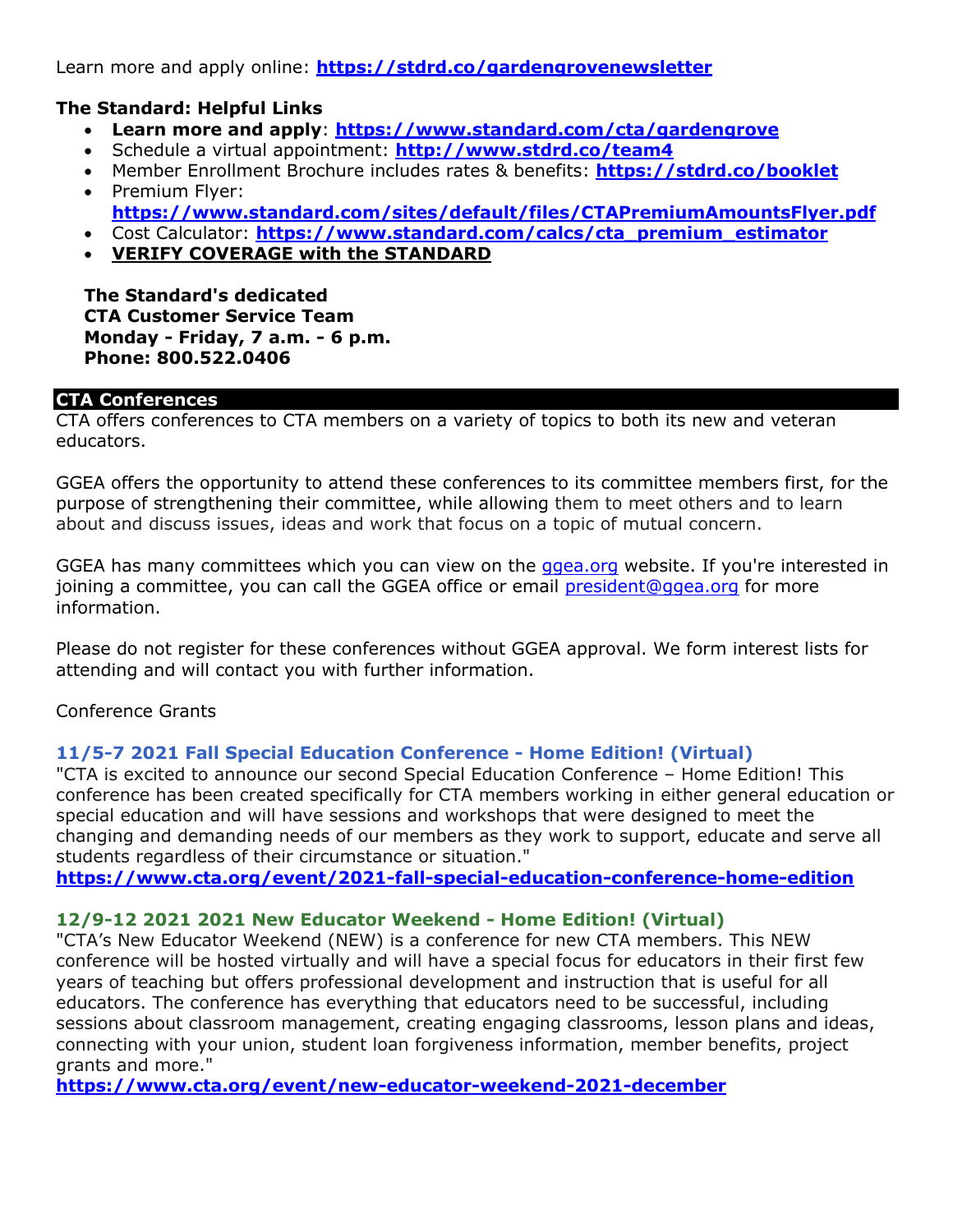Learn more and apply online: **https://stdrd.co/gardengrovenewsletter**

**The Standard: Helpful Links**

- **Learn more and apply**: **https://www.standard.com/cta/gardengrove**
- Schedule a virtual appointment: **http://www.stdrd.co/team4**
- Member Enrollment Brochure includes rates & benefits: **https://stdrd.co/booklet**
- Premium Flyer: **https://www.standard.com/sites/default/files/CTAPremiumAmountsFlyer.pdf**
- Cost Calculator: **https://www.standard.com/calcs/cta_premium_estimator**
- **VERIFY COVERAGE with the STANDARD**

**The Standard's dedicated**
**CTA Customer Service Team**
**Monday - Friday, 7 a.m. - 6 p.m.**
**Phone: 800.522.0406**

## CTA Conferences

CTA offers conferences to CTA members on a variety of topics to both its new and veteran educators.

GGEA offers the opportunity to attend these conferences to its committee members first, for the purpose of strengthening their committee, while allowing them to meet others and to learn about and discuss issues, ideas and work that focus on a topic of mutual concern.

GGEA has many committees which you can view on the ggea.org website. If you're interested in joining a committee, you can call the GGEA office or email president@ggea.org for more information.

Please do not register for these conferences without GGEA approval. We form interest lists for attending and will contact you with further information.

Conference Grants

### 11/5-7 2021 Fall Special Education Conference - Home Edition! (Virtual)

"CTA is excited to announce our second Special Education Conference – Home Edition! This conference has been created specifically for CTA members working in either general education or special education and will have sessions and workshops that were designed to meet the changing and demanding needs of our members as they work to support, educate and serve all students regardless of their circumstance or situation."

**https://www.cta.org/event/2021-fall-special-education-conference-home-edition**

### 12/9-12 2021 2021 New Educator Weekend - Home Edition! (Virtual)

"CTA's New Educator Weekend (NEW) is a conference for new CTA members. This NEW conference will be hosted virtually and will have a special focus for educators in their first few years of teaching but offers professional development and instruction that is useful for all educators. The conference has everything that educators need to be successful, including sessions about classroom management, creating engaging classrooms, lesson plans and ideas, connecting with your union, student loan forgiveness information, member benefits, project grants and more."

**https://www.cta.org/event/new-educator-weekend-2021-december**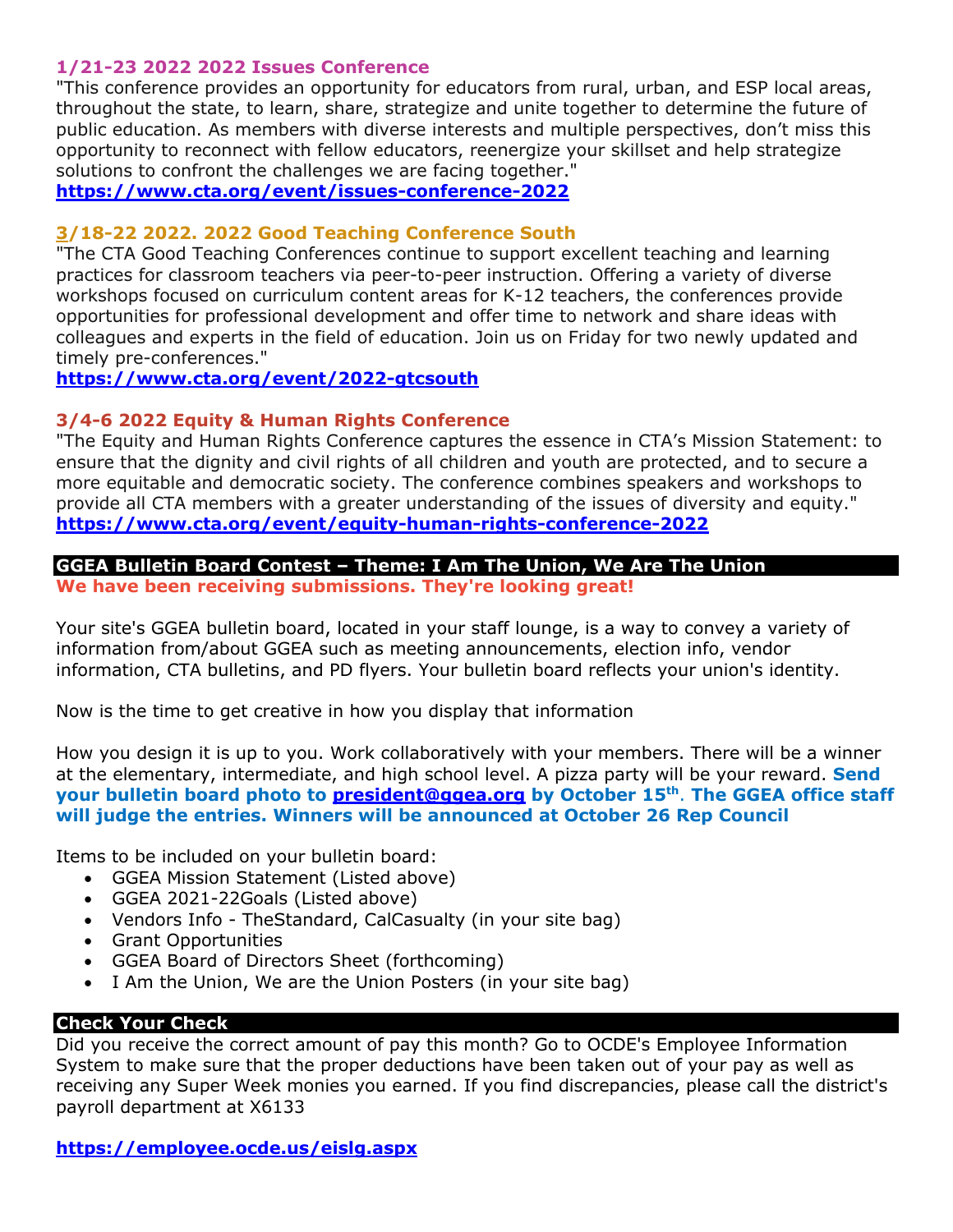### 1/21-23 2022 2022 Issues Conference

"This conference provides an opportunity for educators from rural, urban, and ESP local areas, throughout the state, to learn, share, strategize and unite together to determine the future of public education. As members with diverse interests and multiple perspectives, don't miss this opportunity to reconnect with fellow educators, reenergize your skillset and help strategize solutions to confront the challenges we are facing together."

**https://www.cta.org/event/issues-conference-2022**

### 3/18-22 2022. 2022 Good Teaching Conference South

"The CTA Good Teaching Conferences continue to support excellent teaching and learning practices for classroom teachers via peer-to-peer instruction. Offering a variety of diverse workshops focused on curriculum content areas for K-12 teachers, the conferences provide opportunities for professional development and offer time to network and share ideas with colleagues and experts in the field of education. Join us on Friday for two newly updated and timely pre-conferences."

**https://www.cta.org/event/2022-gtcsouth**

### 3/4-6 2022 Equity & Human Rights Conference

"The Equity and Human Rights Conference captures the essence in CTA's Mission Statement: to ensure that the dignity and civil rights of all children and youth are protected, and to secure a more equitable and democratic society. The conference combines speakers and workshops to provide all CTA members with a greater understanding of the issues of diversity and equity."

**https://www.cta.org/event/equity-human-rights-conference-2022**

## GGEA Bulletin Board Contest – Theme: I Am The Union, We Are The Union

**We have been receiving submissions. They're looking great!**

Your site's GGEA bulletin board, located in your staff lounge, is a way to convey a variety of information from/about GGEA such as meeting announcements, election info, vendor information, CTA bulletins, and PD flyers. Your bulletin board reflects your union's identity.

Now is the time to get creative in how you display that information

How you design it is up to you. Work collaboratively with your members. There will be a winner at the elementary, intermediate, and high school level. A pizza party will be your reward. **Send your bulletin board photo to president@ggea.org by October 15th. The GGEA office staff will judge the entries. Winners will be announced at October 26 Rep Council**

Items to be included on your bulletin board:

- GGEA Mission Statement (Listed above)
- GGEA 2021-22Goals (Listed above)
- Vendors Info - TheStandard, CalCasualty (in your site bag)
- Grant Opportunities
- GGEA Board of Directors Sheet (forthcoming)
- I Am the Union, We are the Union Posters (in your site bag)

## Check Your Check

Did you receive the correct amount of pay this month? Go to OCDE's Employee Information System to make sure that the proper deductions have been taken out of your pay as well as receiving any Super Week monies you earned. If you find discrepancies, please call the district's payroll department at X6133

**https://employee.ocde.us/eislg.aspx**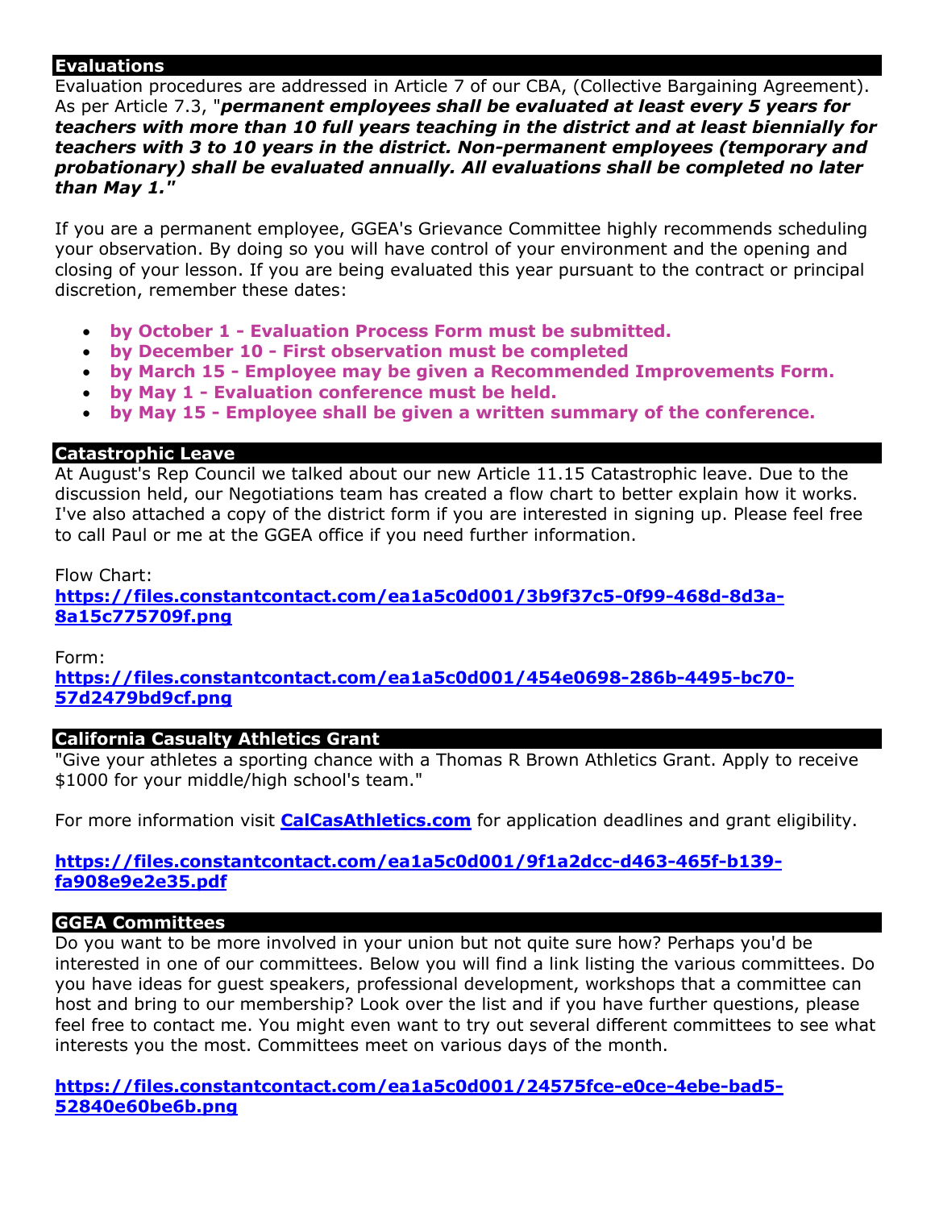## Evaluations

Evaluation procedures are addressed in Article 7 of our CBA, (Collective Bargaining Agreement). As per Article 7.3, "***permanent employees shall be evaluated at least every 5 years for teachers with more than 10 full years teaching in the district and at least biennially for teachers with 3 to 10 years in the district. Non-permanent employees (temporary and probationary) shall be evaluated annually. All evaluations shall be completed no later than May 1."***

If you are a permanent employee, GGEA's Grievance Committee highly recommends scheduling your observation. By doing so you will have control of your environment and the opening and closing of your lesson. If you are being evaluated this year pursuant to the contract or principal discretion, remember these dates:

- **by October 1 - Evaluation Process Form must be submitted.**
- **by December 10 - First observation must be completed**
- **by March 15 - Employee may be given a Recommended Improvements Form.**
- **by May 1 - Evaluation conference must be held.**
- **by May 15 - Employee shall be given a written summary of the conference.**

## Catastrophic Leave

At August's Rep Council we talked about our new Article 11.15 Catastrophic leave. Due to the discussion held, our Negotiations team has created a flow chart to better explain how it works. I've also attached a copy of the district form if you are interested in signing up. Please feel free to call Paul or me at the GGEA office if you need further information.

Flow Chart:
**https://files.constantcontact.com/ea1a5c0d001/3b9f37c5-0f99-468d-8d3a-8a15c775709f.png**

Form:
**https://files.constantcontact.com/ea1a5c0d001/454e0698-286b-4495-bc70-57d2479bd9cf.png**

## California Casualty Athletics Grant

"Give your athletes a sporting chance with a Thomas R Brown Athletics Grant. Apply to receive $1000 for your middle/high school's team."

For more information visit **CalCasAthletics.com** for application deadlines and grant eligibility.

**https://files.constantcontact.com/ea1a5c0d001/9f1a2dcc-d463-465f-b139-fa908e9e2e35.pdf**

## GGEA Committees

Do you want to be more involved in your union but not quite sure how? Perhaps you'd be interested in one of our committees. Below you will find a link listing the various committees. Do you have ideas for guest speakers, professional development, workshops that a committee can host and bring to our membership? Look over the list and if you have further questions, please feel free to contact me. You might even want to try out several different committees to see what interests you the most. Committees meet on various days of the month.

**https://files.constantcontact.com/ea1a5c0d001/24575fce-e0ce-4ebe-bad5-52840e60be6b.png**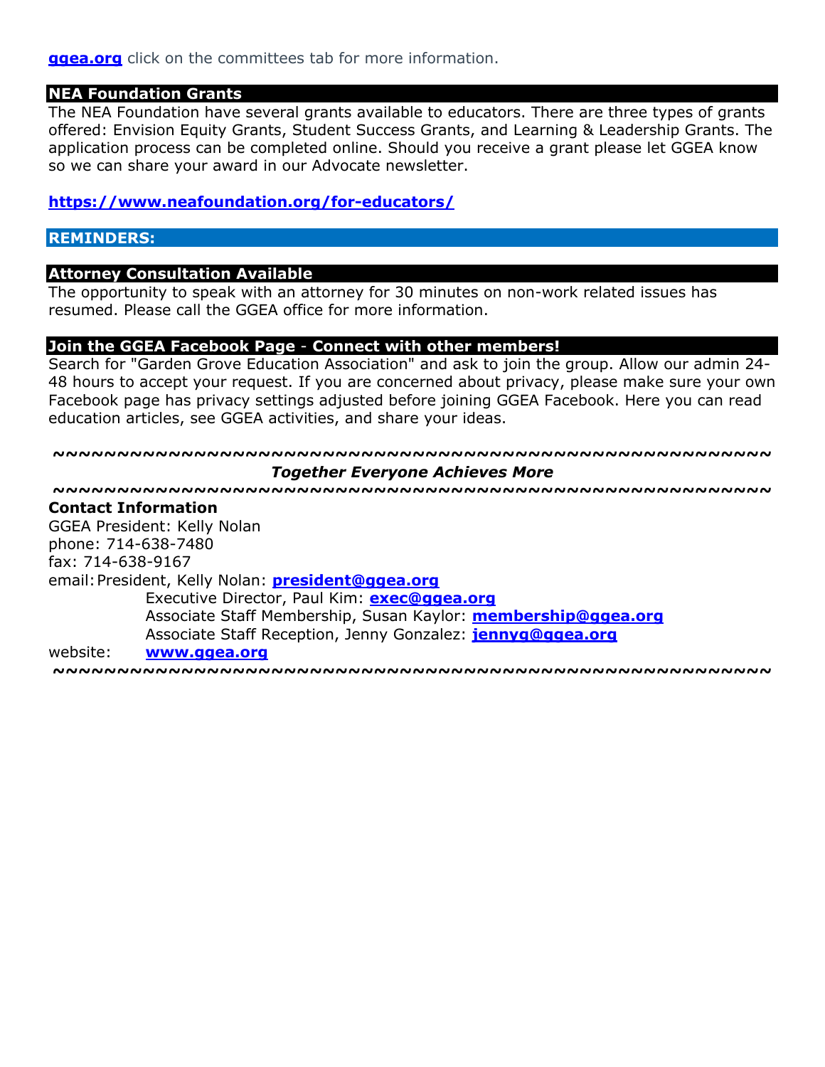**ggea.org** click on the committees tab for more information.

## NEA Foundation Grants

The NEA Foundation have several grants available to educators. There are three types of grants offered: Envision Equity Grants, Student Success Grants, and Learning & Leadership Grants. The application process can be completed online. Should you receive a grant please let GGEA know so we can share your award in our Advocate newsletter.

**https://www.neafoundation.org/for-educators/**

## REMINDERS:

## Attorney Consultation Available

The opportunity to speak with an attorney for 30 minutes on non-work related issues has resumed. Please call the GGEA office for more information.

## Join the GGEA Facebook Page - Connect with other members!

Search for "Garden Grove Education Association" and ask to join the group. Allow our admin 24-48 hours to accept your request. If you are concerned about privacy, please make sure your own Facebook page has privacy settings adjusted before joining GGEA Facebook. Here you can read education articles, see GGEA activities, and share your ideas.

**~~~~~~~~~~~~~~~~~~~~~~~~~~~~~~~~~~~~~~~~~~~~~~~~~~~~~~~~~~~~**

***Together Everyone Achieves More***

**~~~~~~~~~~~~~~~~~~~~~~~~~~~~~~~~~~~~~~~~~~~~~~~~~~~~~~~~~~~~**

**Contact Information**

GGEA President: Kelly Nolan
phone: 714-638-7480
fax: 714-638-9167
email: President, Kelly Nolan: **president@ggea.org**
Executive Director, Paul Kim: **exec@ggea.org**
Associate Staff Membership, Susan Kaylor: **membership@ggea.org**
Associate Staff Reception, Jenny Gonzalez: **jennyg@ggea.org**
website: **www.ggea.org**

**~~~~~~~~~~~~~~~~~~~~~~~~~~~~~~~~~~~~~~~~~~~~~~~~~~~~~~~~~~~~**